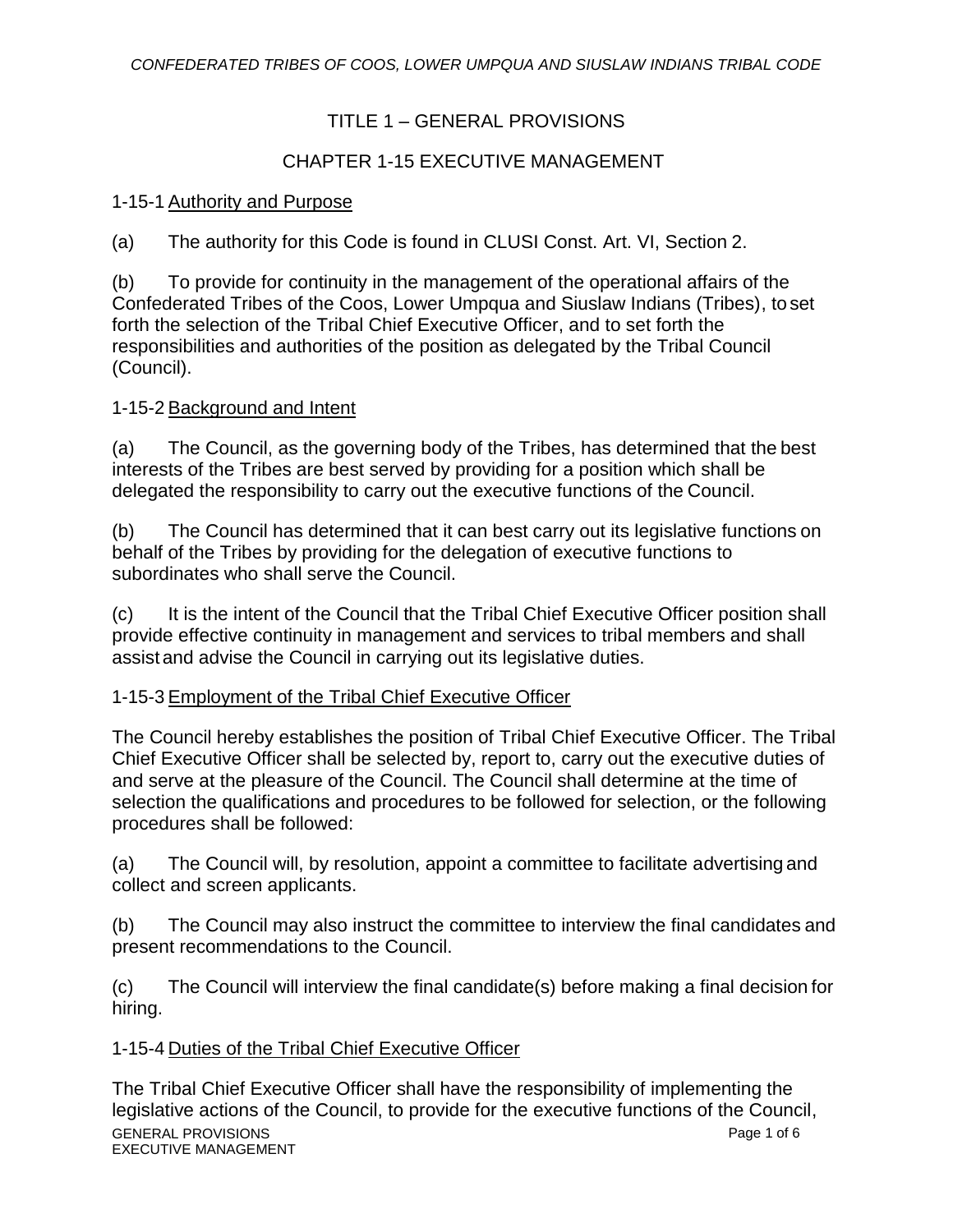# TITLE 1 – GENERAL PROVISIONS

## CHAPTER 1-15 EXECUTIVE MANAGEMENT

### 1-15-1 Authority and Purpose

(a) The authority for this Code is found in CLUSI Const. Art. VI, Section 2.

(b) To provide for continuity in the management of the operational affairs of the Confederated Tribes of the Coos, Lower Umpqua and Siuslaw Indians (Tribes), to set forth the selection of the Tribal Chief Executive Officer, and to set forth the responsibilities and authorities of the position as delegated by the Tribal Council (Council).

### 1-15-2 Background and Intent

(a) The Council, as the governing body of the Tribes, has determined that the best interests of the Tribes are best served by providing for a position which shall be delegated the responsibility to carry out the executive functions of the Council.

(b) The Council has determined that it can best carry out its legislative functions on behalf of the Tribes by providing for the delegation of executive functions to subordinates who shall serve the Council.

(c) It is the intent of the Council that the Tribal Chief Executive Officer position shall provide effective continuity in management and services to tribal members and shall assist and advise the Council in carrying out its legislative duties.

### 1-15-3 Employment of the Tribal Chief Executive Officer

The Council hereby establishes the position of Tribal Chief Executive Officer. The Tribal Chief Executive Officer shall be selected by, report to, carry out the executive duties of and serve at the pleasure of the Council. The Council shall determine at the time of selection the qualifications and procedures to be followed for selection, or the following procedures shall be followed:

(a) The Council will, by resolution, appoint a committee to facilitate advertising and collect and screen applicants.

(b) The Council may also instruct the committee to interview the final candidates and present recommendations to the Council.

(c) The Council will interview the final candidate(s) before making a final decision for hiring.

### 1-15-4 Duties of the Tribal Chief Executive Officer

The Tribal Chief Executive Officer shall have the responsibility of implementing the legislative actions of the Council, to provide for the executive functions of the Council,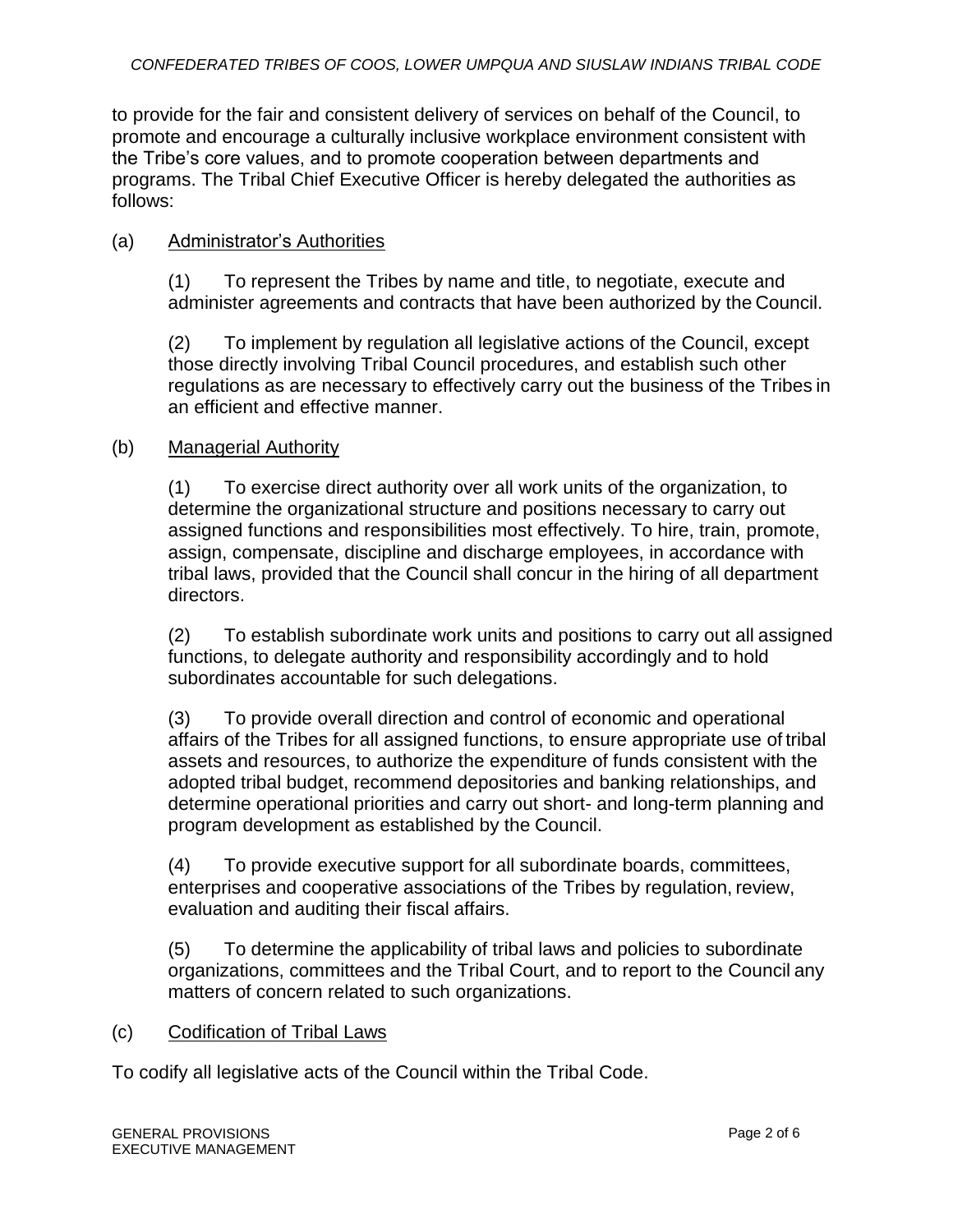to provide for the fair and consistent delivery of services on behalf of the Council, to promote and encourage a culturally inclusive workplace environment consistent with the Tribe's core values, and to promote cooperation between departments and programs. The Tribal Chief Executive Officer is hereby delegated the authorities as follows:

(a) Administrator's Authorities

(1) To represent the Tribes by name and title, to negotiate, execute and administer agreements and contracts that have been authorized by the Council.

(2) To implement by regulation all legislative actions of the Council, except those directly involving Tribal Council procedures, and establish such other regulations as are necessary to effectively carry out the business of the Tribes in an efficient and effective manner.

(b) Managerial Authority

(1) To exercise direct authority over all work units of the organization, to determine the organizational structure and positions necessary to carry out assigned functions and responsibilities most effectively. To hire, train, promote, assign, compensate, discipline and discharge employees, in accordance with tribal laws, provided that the Council shall concur in the hiring of all department directors.

(2) To establish subordinate work units and positions to carry out all assigned functions, to delegate authority and responsibility accordingly and to hold subordinates accountable for such delegations.

(3) To provide overall direction and control of economic and operational affairs of the Tribes for all assigned functions, to ensure appropriate use of tribal assets and resources, to authorize the expenditure of funds consistent with the adopted tribal budget, recommend depositories and banking relationships, and determine operational priorities and carry out short- and long-term planning and program development as established by the Council.

(4) To provide executive support for all subordinate boards, committees, enterprises and cooperative associations of the Tribes by regulation, review, evaluation and auditing their fiscal affairs.

(5) To determine the applicability of tribal laws and policies to subordinate organizations, committees and the Tribal Court, and to report to the Council any matters of concern related to such organizations.

(c) Codification of Tribal Laws

To codify all legislative acts of the Council within the Tribal Code.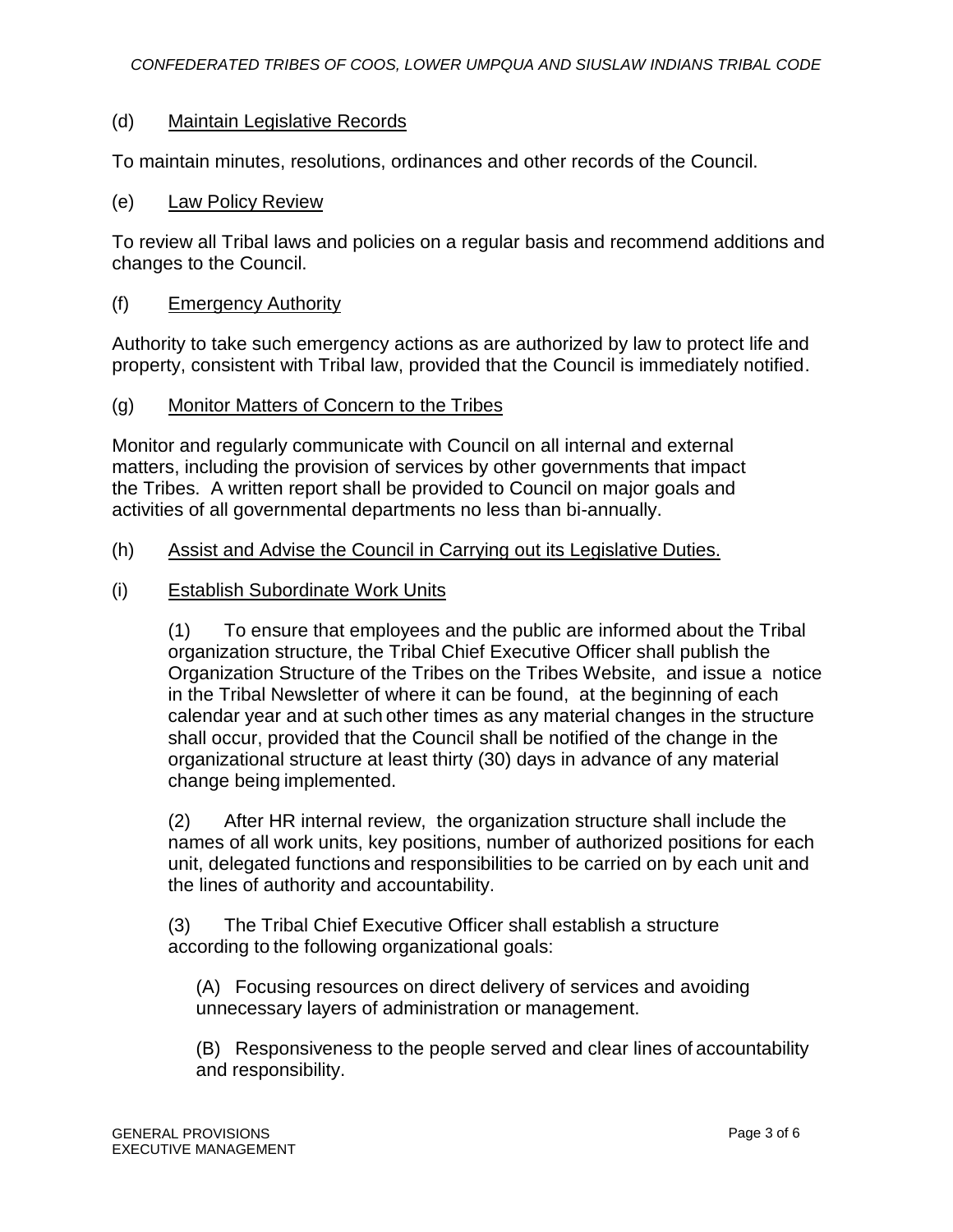(d) Maintain Legislative Records

To maintain minutes, resolutions, ordinances and other records of the Council.

(e) Law Policy Review

To review all Tribal laws and policies on a regular basis and recommend additions and changes to the Council.

(f) Emergency Authority

Authority to take such emergency actions as are authorized by law to protect life and property, consistent with Tribal law, provided that the Council is immediately notified.

(g) Monitor Matters of Concern to the Tribes

Monitor and regularly communicate with Council on all internal and external matters, including the provision of services by other governments that impact the Tribes. A written report shall be provided to Council on major goals and activities of all governmental departments no less than bi-annually.

(h) Assist and Advise the Council in Carrying out its Legislative Duties.

(i) Establish Subordinate Work Units

(1) To ensure that employees and the public are informed about the Tribal organization structure, the Tribal Chief Executive Officer shall publish the Organization Structure of the Tribes on the Tribes Website, and issue a notice in the Tribal Newsletter of where it can be found, at the beginning of each calendar year and at such other times as any material changes in the structure shall occur, provided that the Council shall be notified of the change in the organizational structure at least thirty (30) days in advance of any material change being implemented.

(2) After HR internal review, the organization structure shall include the names of all work units, key positions, number of authorized positions for each unit, delegated functions and responsibilities to be carried on by each unit and the lines of authority and accountability.

(3) The Tribal Chief Executive Officer shall establish a structure according to the following organizational goals:

(A) Focusing resources on direct delivery of services and avoiding unnecessary layers of administration or management.

(B) Responsiveness to the people served and clear lines of accountability and responsibility.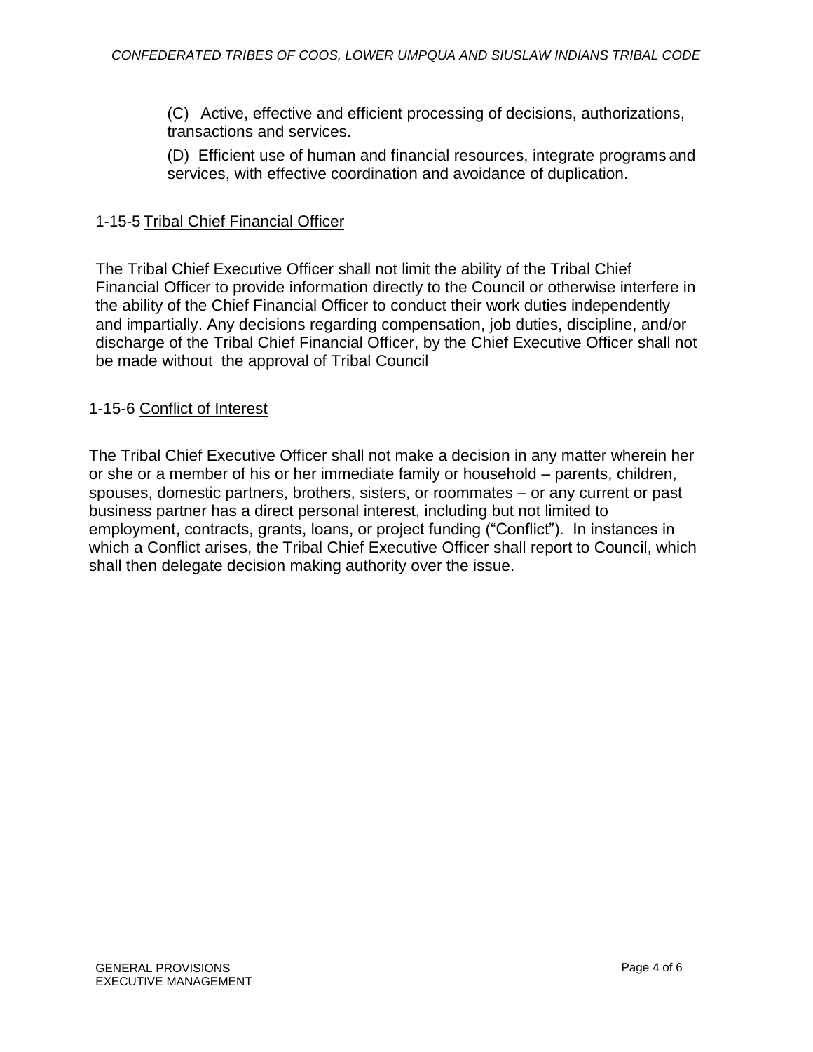(C) Active, effective and efficient processing of decisions, authorizations, transactions and services.

(D) Efficient use of human and financial resources, integrate programs and services, with effective coordination and avoidance of duplication.

1-15-5 <u>Tribal Chief Financial Officer</u>

The Tribal Chief Executive Officer shall not limit the ability of the Tribal Chief Financial Officer to provide information directly to the Council or otherwise interfere in the ability of the Chief Financial Officer to conduct their work duties independently and impartially. Any decisions regarding compensation, job duties, discipline, and/or discharge of the Tribal Chief Financial Officer, by the Chief Executive Officer shall not be made without the approval of Tribal Council

1-15-6 <u>Conflict of Interest</u>

The Tribal Chief Executive Officer shall not make a decision in any matter wherein her or she or a member of his or her immediate family or household – parents, children, spouses, domestic partners, brothers, sisters, or roommates – or any current or past business partner has a direct personal interest, including but not limited to employment, contracts, grants, loans, or project funding ("Conflict"). In instances in which a Conflict arises, the Tribal Chief Executive Officer shall report to Council, which shall then delegate decision making authority over the issue.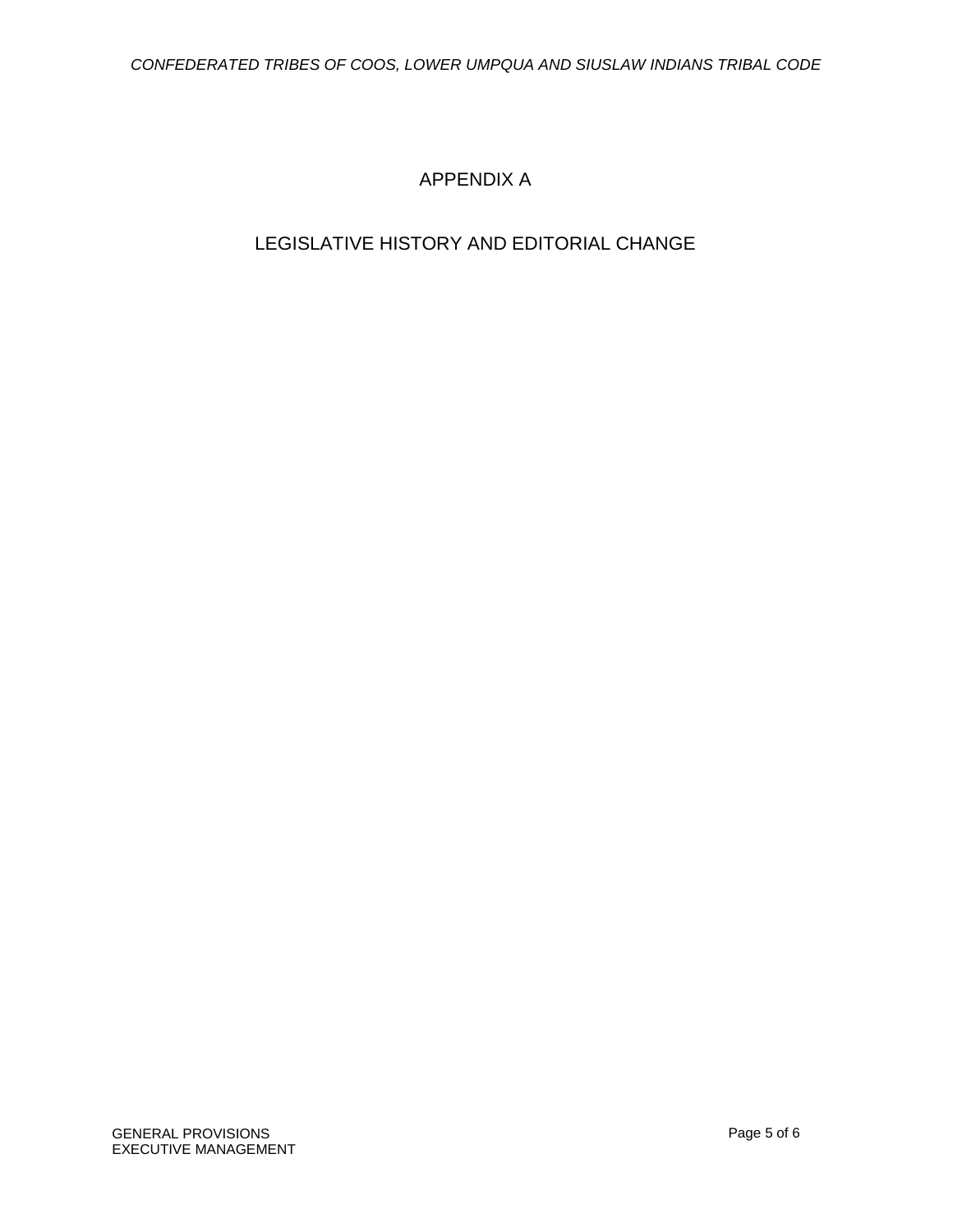# APPENDIX A

## LEGISLATIVE HISTORY AND EDITORIAL CHANGE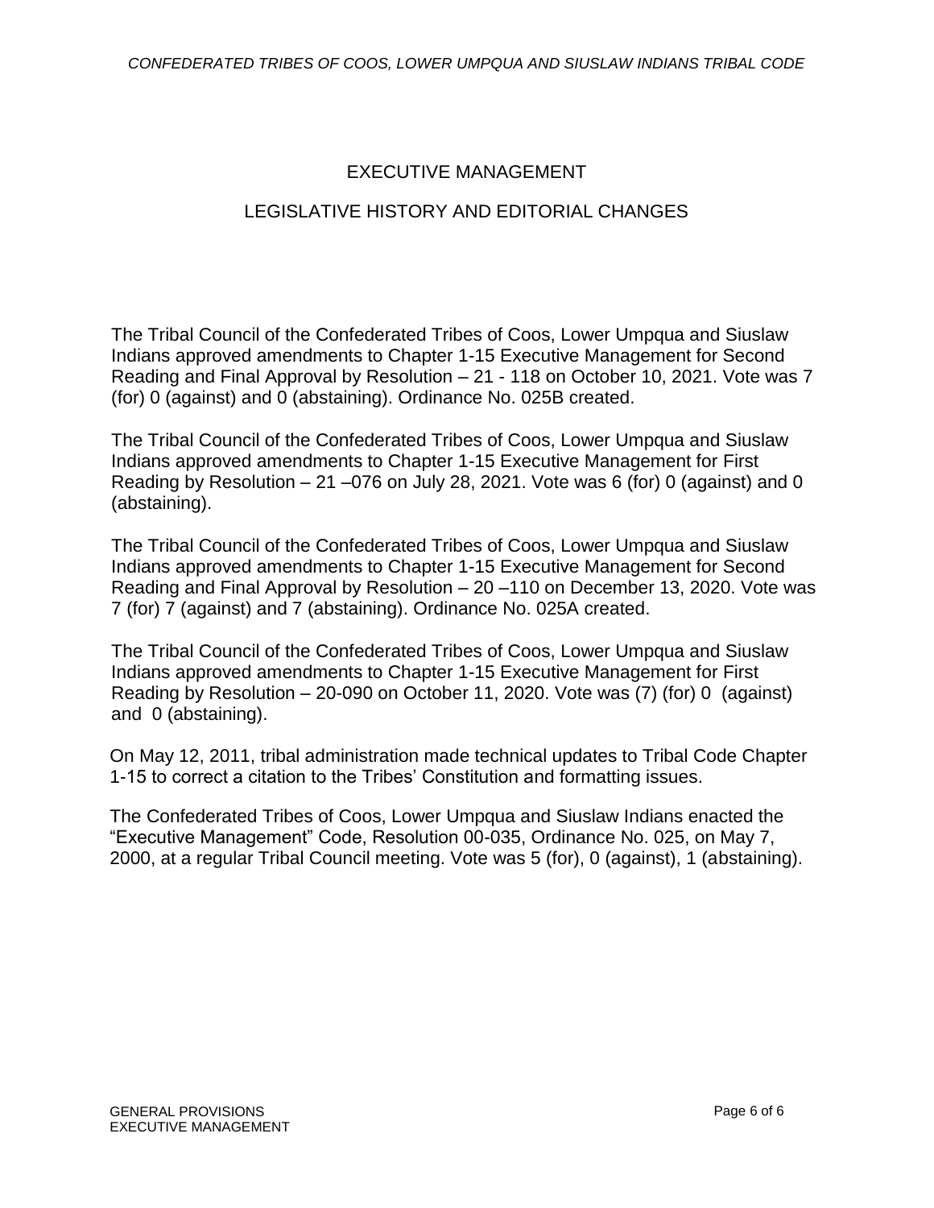## EXECUTIVE MANAGEMENT

## LEGISLATIVE HISTORY AND EDITORIAL CHANGES

The Tribal Council of the Confederated Tribes of Coos, Lower Umpqua and Siuslaw Indians approved amendments to Chapter 1-15 Executive Management for Second Reading and Final Approval by Resolution – 21 - 118 on October 10, 2021. Vote was 7 (for) 0 (against) and 0 (abstaining). Ordinance No. 025B created.

The Tribal Council of the Confederated Tribes of Coos, Lower Umpqua and Siuslaw Indians approved amendments to Chapter 1-15 Executive Management for First Reading by Resolution – 21 –076 on July 28, 2021. Vote was 6 (for) 0 (against) and 0 (abstaining).

The Tribal Council of the Confederated Tribes of Coos, Lower Umpqua and Siuslaw Indians approved amendments to Chapter 1-15 Executive Management for Second Reading and Final Approval by Resolution – 20 –110 on December 13, 2020. Vote was 7 (for) 7 (against) and 7 (abstaining). Ordinance No. 025A created.

The Tribal Council of the Confederated Tribes of Coos, Lower Umpqua and Siuslaw Indians approved amendments to Chapter 1-15 Executive Management for First Reading by Resolution – 20-090 on October 11, 2020. Vote was (7) (for) 0 (against) and 0 (abstaining).

On May 12, 2011, tribal administration made technical updates to Tribal Code Chapter 1-15 to correct a citation to the Tribes' Constitution and formatting issues.

The Confederated Tribes of Coos, Lower Umpqua and Siuslaw Indians enacted the "Executive Management" Code, Resolution 00-035, Ordinance No. 025, on May 7, 2000, at a regular Tribal Council meeting. Vote was 5 (for), 0 (against), 1 (abstaining).